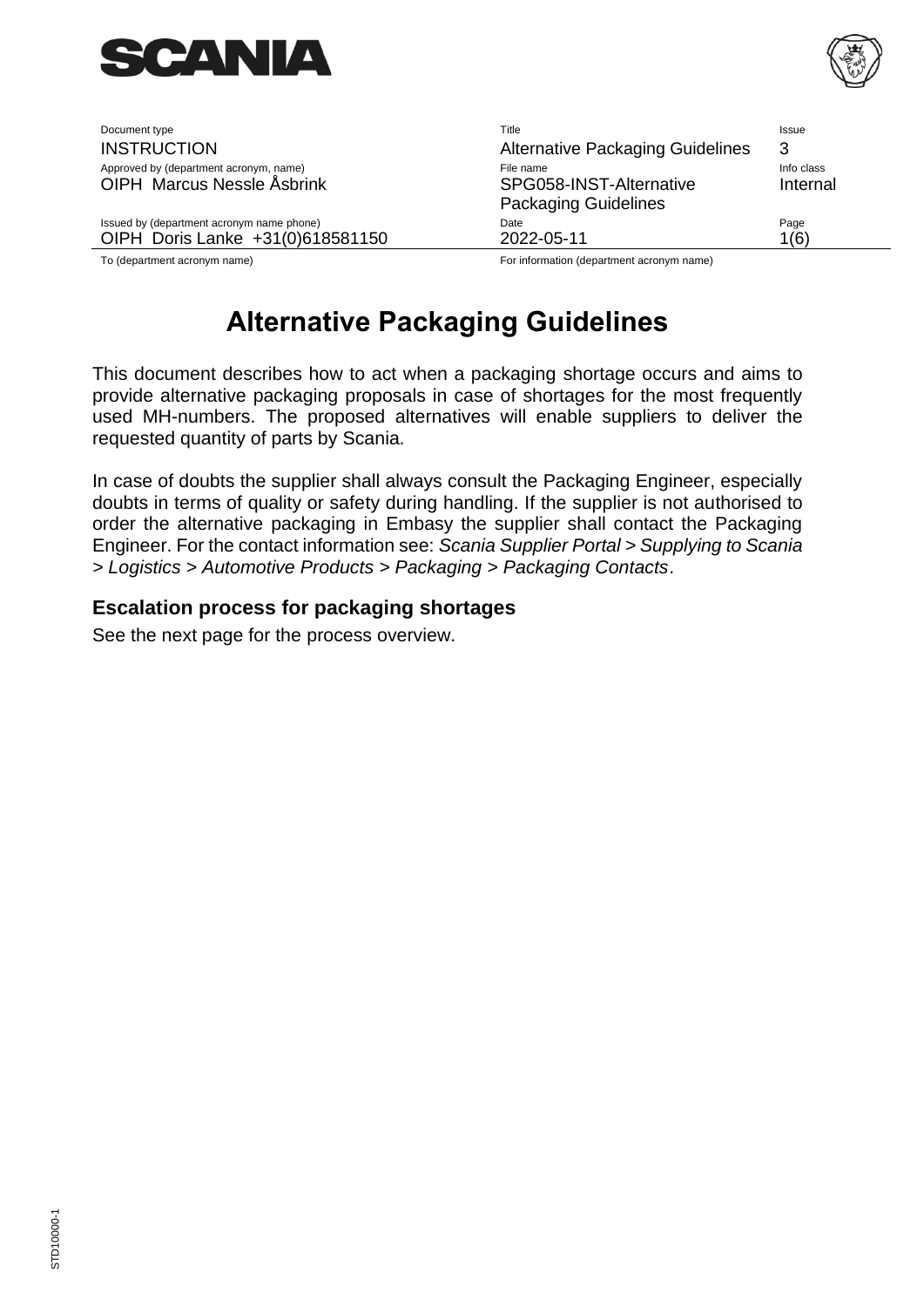| Document type | Title | Issue |
| --- | --- | --- |
| INSTRUCTION | Alternative Packaging Guidelines | 3 |
| Approved by (department acronym, name) | File name | Info class |
| OIPH Marcus Nessle Åsbrink | SPG058-INST-Alternative Packaging Guidelines | Internal |
| Issued by (department acronym name phone) | Date | Page |
| OIPH Doris Lanke +31(0)618581150 | 2022-05-11 | 1(6) |
| To (department acronym name) | For information (department acronym name) | |

# Alternative Packaging Guidelines

This document describes how to act when a packaging shortage occurs and aims to provide alternative packaging proposals in case of shortages for the most frequently used MH-numbers. The proposed alternatives will enable suppliers to deliver the requested quantity of parts by Scania.

In case of doubts the supplier shall always consult the Packaging Engineer, especially doubts in terms of quality or safety during handling. If the supplier is not authorised to order the alternative packaging in Embasy the supplier shall contact the Packaging Engineer. For the contact information see: *Scania Supplier Portal > Supplying to Scania > Logistics > Automotive Products > Packaging > Packaging Contacts*.

## Escalation process for packaging shortages

See the next page for the process overview.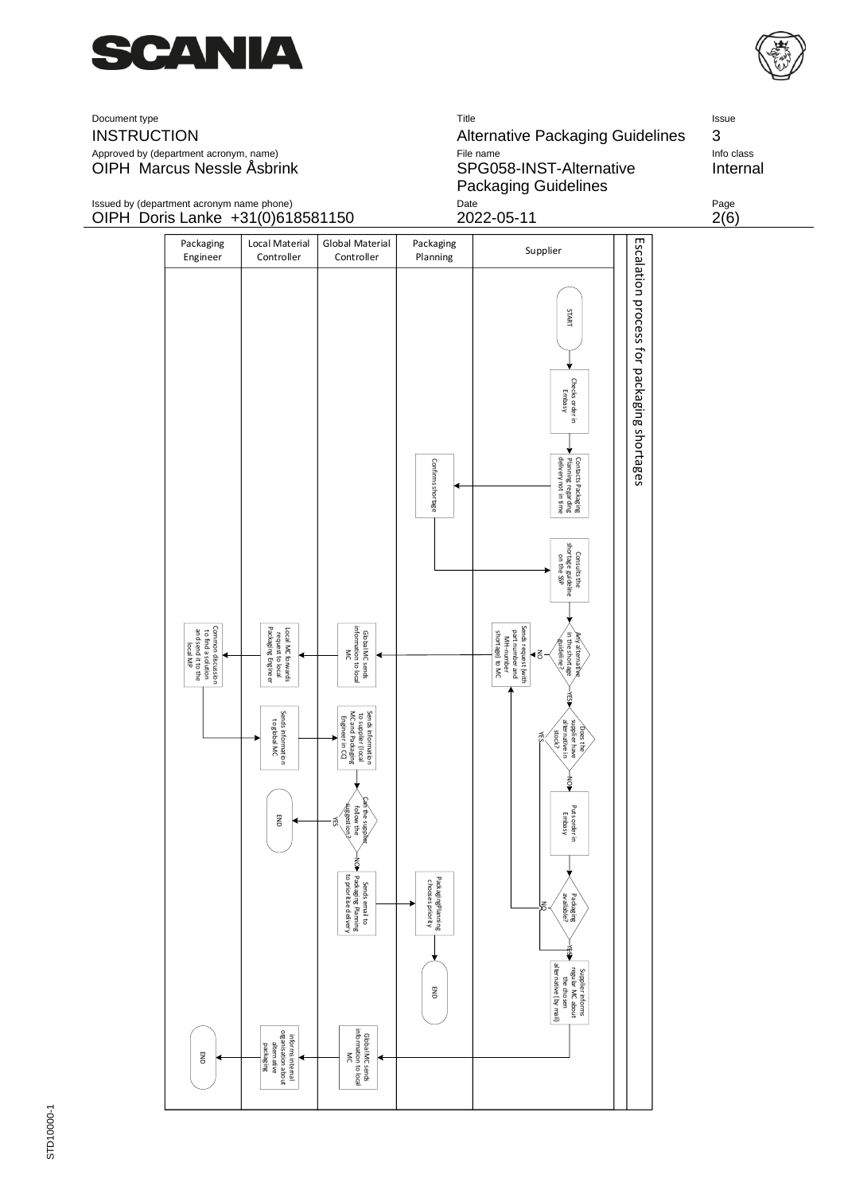Document type: INSTRUCTION
Title: Alternative Packaging Guidelines
Issue: 3
Approved by (department acronym, name): OIPH Marcus Nessle Åsbrink
File name: SPG058-INST-Alternative Packaging Guidelines
Info class: Internal
Issued by (department acronym name phone): OIPH Doris Lanke +31(0)618581150
Date: 2022-05-11

## Escalation process for packaging shortages

Swimlanes: Packaging Engineer | Local Material Controller | Global Material Controller | Packaging Planning | Supplier

**Supplier:**
- START
- Checks order in Embassy
- Contacts Packaging Planning regarding delivery not in time → (Packaging Planning) Confirms shortage
- Consults the shortage guideline on the SSP
- Any alternative in the shortage guideline?
  - NO → Sends request (with part number and MH-number shortage) to MC → (Global Material Controller) Global MC sends information to local MC → (Local Material Controller) Local MC forwards request to local Packaging Engineer → (Packaging Engineer) Common discussion to find a solution and send it to the local MP → (Local Material Controller) Sends information to global MC → (Global Material Controller) Sends information to supplier (local MC and Packaging Engineer in CC) → Can the supplier follow the suggestion?
    - YES → END
    - NO → Sends email to Packaging Planning to prioritised delivery → (Packaging Planning) Packaging Planning chooses priority → END
  - YES → Does the supplier have alternative in stock?
    - YES → Supplier informs regular MC about the chosen alternative (by mail)
    - NO → Puts order in Embassy → Packaging available?
      - NO → Sends request (with part number and MH-number shortage) to MC
      - YES → Supplier informs regular MC about the chosen alternative (by mail)
- Supplier informs regular MC about the chosen alternative (by mail) → (Global Material Controller) Global MC sends information to local MC → (Local Material Controller) Informs internal organisation about alternative packaging → END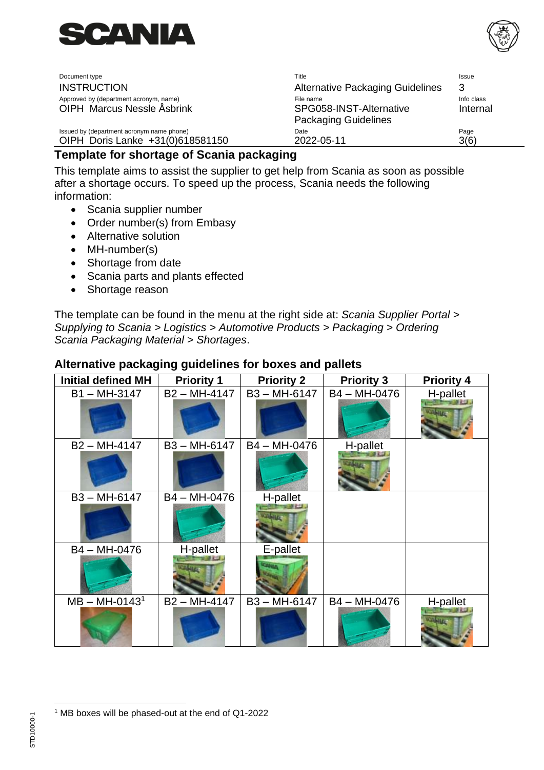## Template for shortage of Scania packaging

This template aims to assist the supplier to get help from Scania as soon as possible after a shortage occurs. To speed up the process, Scania needs the following information:

- Scania supplier number
- Order number(s) from Embasy
- Alternative solution
- MH-number(s)
- Shortage from date
- Scania parts and plants effected
- Shortage reason

The template can be found in the menu at the right side at: *Scania Supplier Portal > Supplying to Scania > Logistics > Automotive Products > Packaging > Ordering Scania Packaging Material > Shortages*.

## Alternative packaging guidelines for boxes and pallets

| Initial defined MH | Priority 1 | Priority 2 | Priority 3 | Priority 4 |
|---|---|---|---|---|
| B1 – MH-3147 | B2 – MH-4147 | B3 – MH-6147 | B4 – MH-0476 | H-pallet |
| B2 – MH-4147 | B3 – MH-6147 | B4 – MH-0476 | H-pallet | |
| B3 – MH-6147 | B4 – MH-0476 | H-pallet | | |
| B4 – MH-0476 | H-pallet | E-pallet | | |
| MB – MH-0143[1] | B2 – MH-4147 | B3 – MH-6147 | B4 – MH-0476 | H-pallet |

[1] MB boxes will be phased-out at the end of Q1-2022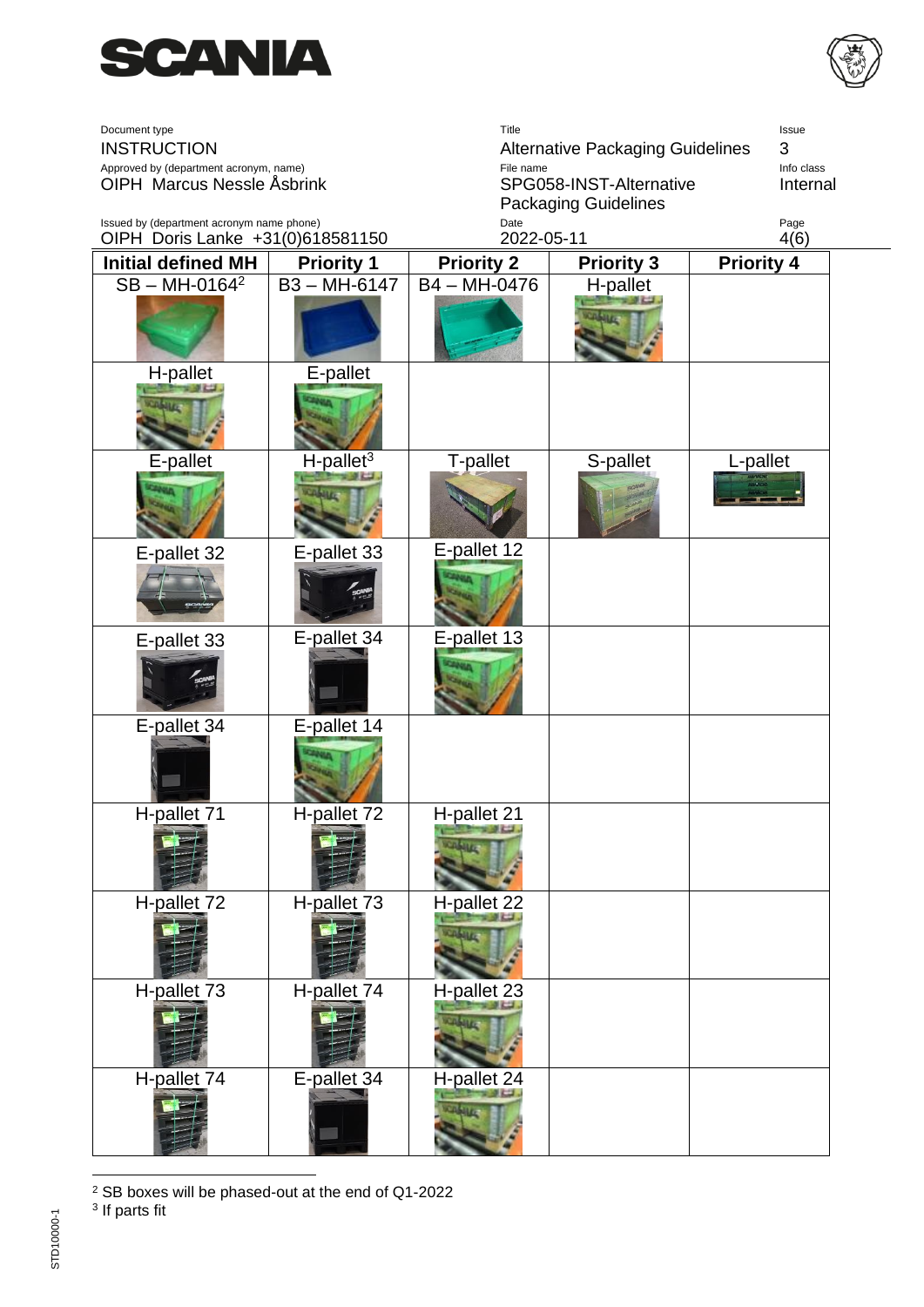| Initial defined MH | Priority 1 | Priority 2 | Priority 3 | Priority 4 |
|---|---|---|---|---|
| SB – MH-0164[2] | B3 – MH-6147 | B4 – MH-0476 | H-pallet | |
| H-pallet | E-pallet | | | |
| E-pallet | H-pallet[3] | T-pallet | S-pallet | L-pallet |
| E-pallet 32 | E-pallet 33 | E-pallet 12 | | |
| E-pallet 33 | E-pallet 34 | E-pallet 13 | | |
| E-pallet 34 | E-pallet 14 | | | |
| H-pallet 71 | H-pallet 72 | H-pallet 21 | | |
| H-pallet 72 | H-pallet 73 | H-pallet 22 | | |
| H-pallet 73 | H-pallet 74 | H-pallet 23 | | |
| H-pallet 74 | E-pallet 34 | H-pallet 24 | | |

[2] SB boxes will be phased-out at the end of Q1-2022

[3] If parts fit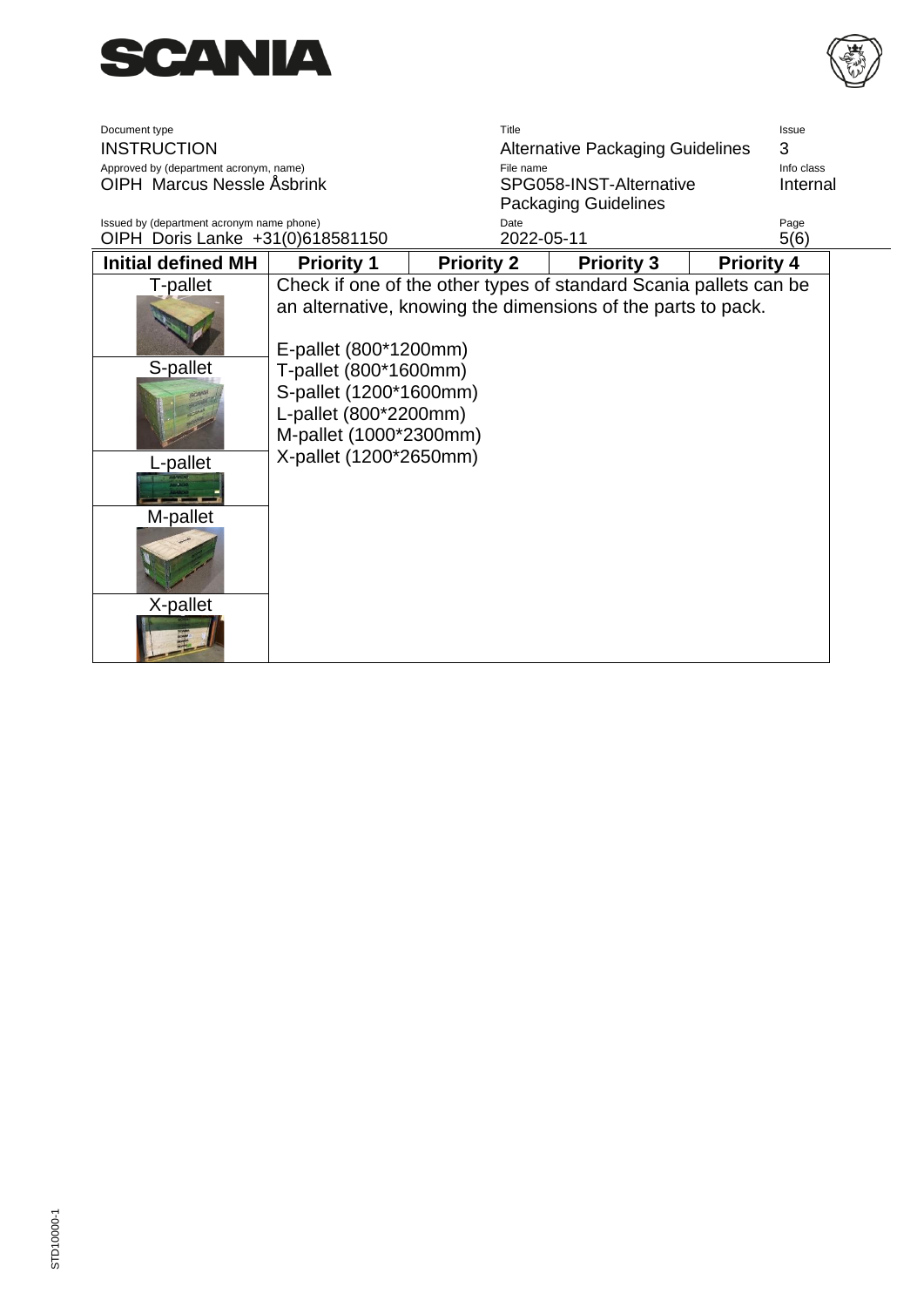| Initial defined MH | Priority 1 | Priority 2 | Priority 3 | Priority 4 |
|---|---|---|---|---|
| T-pallet<br>S-pallet<br>L-pallet<br>M-pallet<br>X-pallet | Check if one of the other types of standard Scania pallets can be an alternative, knowing the dimensions of the parts to pack.<br><br>E-pallet (800*1200mm)<br>T-pallet (800*1600mm)<br>S-pallet (1200*1600mm)<br>L-pallet (800*2200mm)<br>M-pallet (1000*2300mm)<br>X-pallet (1200*2650mm) | | | |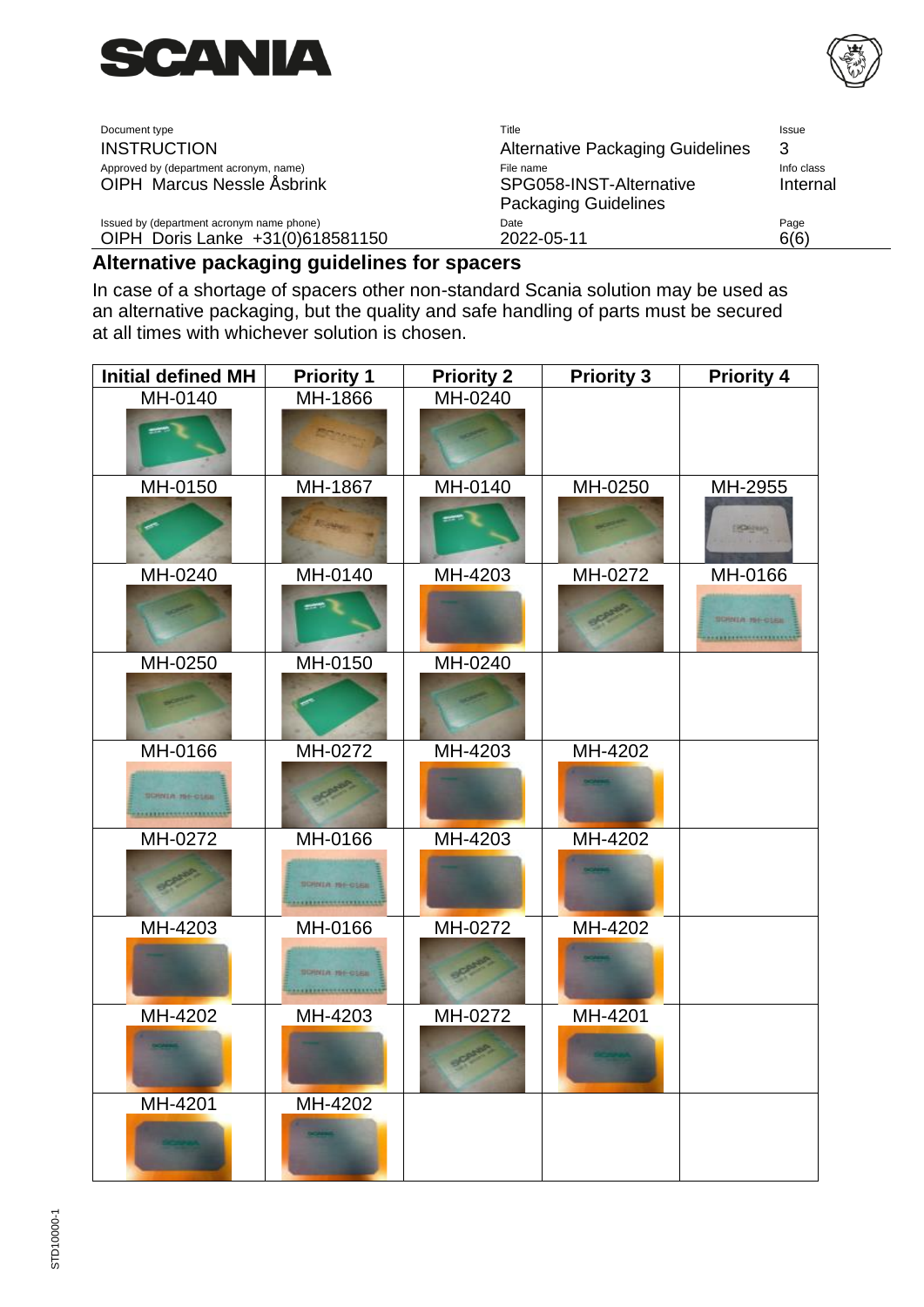| Document type | Title | Issue |
|---|---|---|
| INSTRUCTION | Alternative Packaging Guidelines | 3 |
| Approved by (department acronym, name) | File name | Info class |
| OIPH Marcus Nessle Åsbrink | SPG058-INST-Alternative Packaging Guidelines | Internal |
| Issued by (department acronym name phone) | Date | Page |
| OIPH Doris Lanke +31(0)618581150 | 2022-05-11 | 6(6) |

## Alternative packaging guidelines for spacers

In case of a shortage of spacers other non-standard Scania solution may be used as an alternative packaging, but the quality and safe handling of parts must be secured at all times with whichever solution is chosen.

| Initial defined MH | Priority 1 | Priority 2 | Priority 3 | Priority 4 |
|---|---|---|---|---|
| MH-0140 | MH-1866 | MH-0240 | | |
| MH-0150 | MH-1867 | MH-0140 | MH-0250 | MH-2955 |
| MH-0240 | MH-0140 | MH-4203 | MH-0272 | MH-0166 |
| MH-0250 | MH-0150 | MH-0240 | | |
| MH-0166 | MH-0272 | MH-4203 | MH-4202 | |
| MH-0272 | MH-0166 | MH-4203 | MH-4202 | |
| MH-4203 | MH-0166 | MH-0272 | MH-4202 | |
| MH-4202 | MH-4203 | MH-0272 | MH-4201 | |
| MH-4201 | MH-4202 | | | |